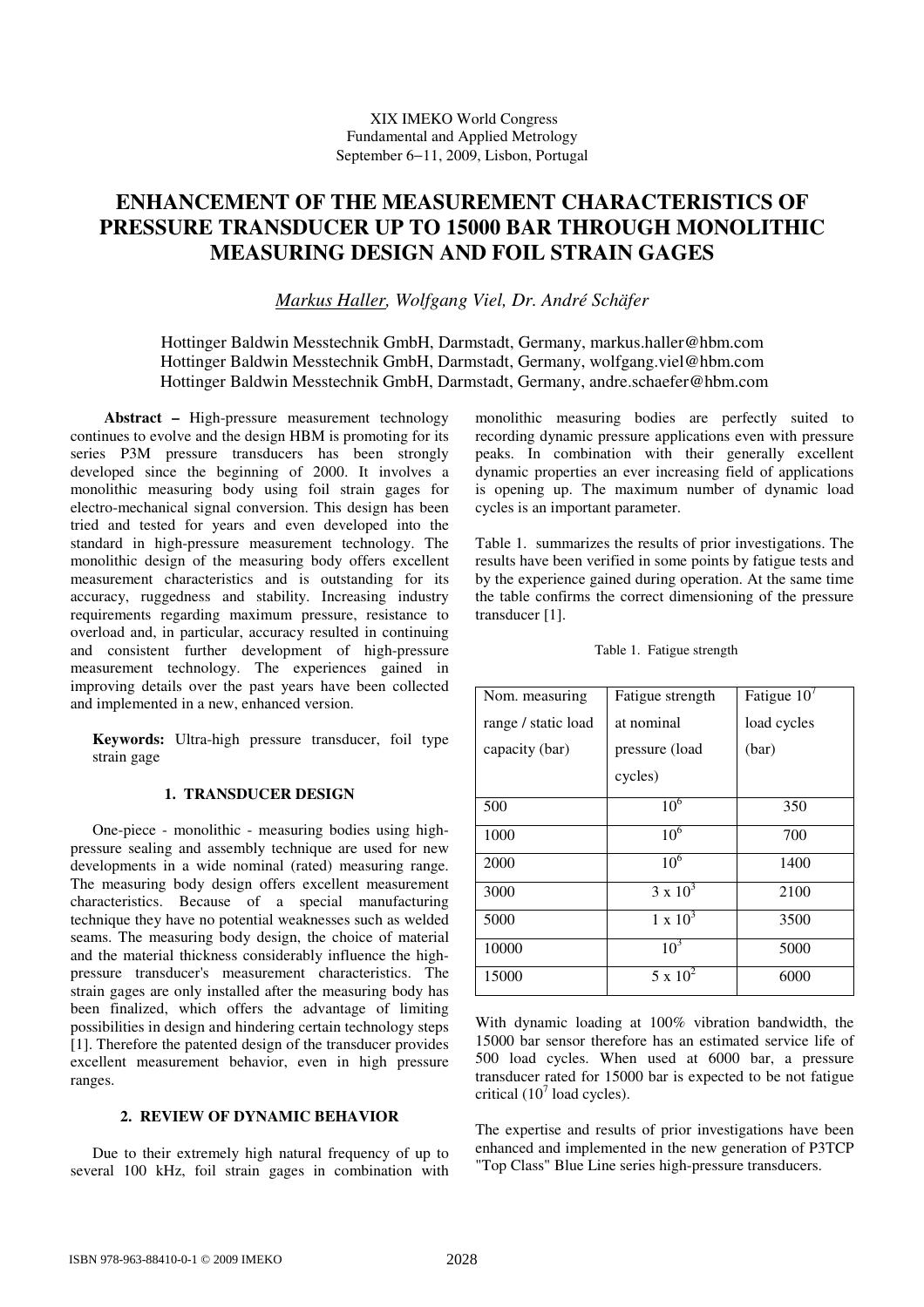XIX IMEKO World Congress
Fundamental and Applied Metrology
September 6−11, 2009, Lisbon, Portugal

# ENHANCEMENT OF THE MEASUREMENT CHARACTERISTICS OF PRESSURE TRANSDUCER UP TO 15000 BAR THROUGH MONOLITHIC MEASURING DESIGN AND FOIL STRAIN GAGES

*Markus Haller, Wolfgang Viel, Dr. André Schäfer*

Hottinger Baldwin Messtechnik GmbH, Darmstadt, Germany, markus.haller@hbm.com
Hottinger Baldwin Messtechnik GmbH, Darmstadt, Germany, wolfgang.viel@hbm.com
Hottinger Baldwin Messtechnik GmbH, Darmstadt, Germany, andre.schaefer@hbm.com

**Abstract –** High-pressure measurement technology continues to evolve and the design HBM is promoting for its series P3M pressure transducers has been strongly developed since the beginning of 2000. It involves a monolithic measuring body using foil strain gages for electro-mechanical signal conversion. This design has been tried and tested for years and even developed into the standard in high-pressure measurement technology. The monolithic design of the measuring body offers excellent measurement characteristics and is outstanding for its accuracy, ruggedness and stability. Increasing industry requirements regarding maximum pressure, resistance to overload and, in particular, accuracy resulted in continuing and consistent further development of high-pressure measurement technology. The experiences gained in improving details over the past years have been collected and implemented in a new, enhanced version.

**Keywords:** Ultra-high pressure transducer, foil type strain gage

## 1. TRANSDUCER DESIGN

One-piece - monolithic - measuring bodies using high-pressure sealing and assembly technique are used for new developments in a wide nominal (rated) measuring range. The measuring body design offers excellent measurement characteristics. Because of a special manufacturing technique they have no potential weaknesses such as welded seams. The measuring body design, the choice of material and the material thickness considerably influence the high-pressure transducer's measurement characteristics. The strain gages are only installed after the measuring body has been finalized, which offers the advantage of limiting possibilities in design and hindering certain technology steps [1]. Therefore the patented design of the transducer provides excellent measurement behavior, even in high pressure ranges.

## 2. REVIEW OF DYNAMIC BEHAVIOR

Due to their extremely high natural frequency of up to several 100 kHz, foil strain gages in combination with monolithic measuring bodies are perfectly suited to recording dynamic pressure applications even with pressure peaks. In combination with their generally excellent dynamic properties an ever increasing field of applications is opening up. The maximum number of dynamic load cycles is an important parameter.

Table 1. summarizes the results of prior investigations. The results have been verified in some points by fatigue tests and by the experience gained during operation. At the same time the table confirms the correct dimensioning of the pressure transducer [1].

Table 1. Fatigue strength

| Nom. measuring range / static load capacity (bar) | Fatigue strength at nominal pressure (load cycles) | Fatigue $10^7$ load cycles (bar) |
|---|---|---|
| 500 | $10^6$ | 350 |
| 1000 | $10^6$ | 700 |
| 2000 | $10^6$ | 1400 |
| 3000 | $3 \times 10^3$ | 2100 |
| 5000 | $1 \times 10^3$ | 3500 |
| 10000 | $10^3$ | 5000 |
| 15000 | $5 \times 10^2$ | 6000 |

With dynamic loading at 100% vibration bandwidth, the 15000 bar sensor therefore has an estimated service life of 500 load cycles. When used at 6000 bar, a pressure transducer rated for 15000 bar is expected to be not fatigue critical ($10^7$ load cycles).

The expertise and results of prior investigations have been enhanced and implemented in the new generation of P3TCP "Top Class" Blue Line series high-pressure transducers.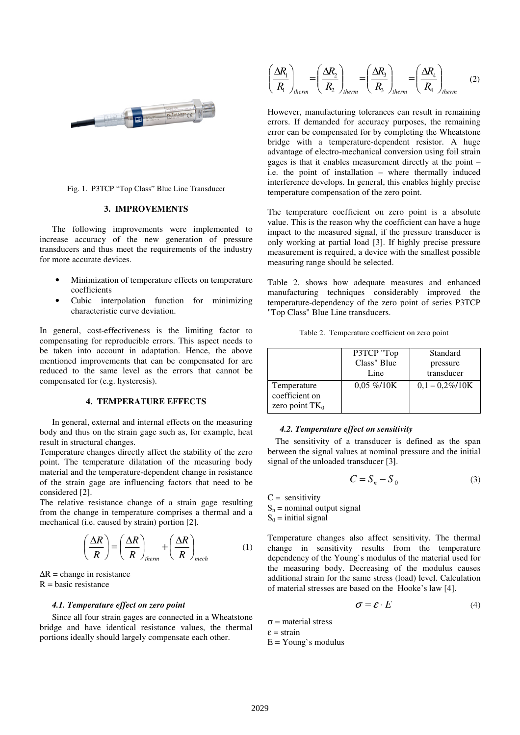Fig. 1. P3TCP "Top Class" Blue Line Transducer

## 3. IMPROVEMENTS

The following improvements were implemented to increase accuracy of the new generation of pressure transducers and thus meet the requirements of the industry for more accurate devices.

- Minimization of temperature effects on temperature coefficients
- Cubic interpolation function for minimizing characteristic curve deviation.

In general, cost-effectiveness is the limiting factor to compensating for reproducible errors. This aspect needs to be taken into account in adaptation. Hence, the above mentioned improvements that can be compensated for are reduced to the same level as the errors that cannot be compensated for (e.g. hysteresis).

## 4. TEMPERATURE EFFECTS

In general, external and internal effects on the measuring body and thus on the strain gage such as, for example, heat result in structural changes.
Temperature changes directly affect the stability of the zero point. The temperature dilatation of the measuring body material and the temperature-dependent change in resistance of the strain gage are influencing factors that need to be considered [2].
The relative resistance change of a strain gage resulting from the change in temperature comprises a thermal and a mechanical (i.e. caused by strain) portion [2].

$$\left(\frac{\Delta R}{R}\right) = \left(\frac{\Delta R}{R}\right)_{therm} + \left(\frac{\Delta R}{R}\right)_{mech} \tag{1}$$

$\Delta R$ = change in resistance
$R$ = basic resistance

### *4.1. Temperature effect on zero point*

Since all four strain gages are connected in a Wheatstone bridge and have identical resistance values, the thermal portions ideally should largely compensate each other.

$$\left(\frac{\Delta R_1}{R_1}\right)_{therm} = \left(\frac{\Delta R_2}{R_2}\right)_{therm} = \left(\frac{\Delta R_3}{R_3}\right)_{therm} = \left(\frac{\Delta R_4}{R_4}\right)_{therm} \tag{2}$$

However, manufacturing tolerances can result in remaining errors. If demanded for accuracy purposes, the remaining error can be compensated for by completing the Wheatstone bridge with a temperature-dependent resistor. A huge advantage of electro-mechanical conversion using foil strain gages is that it enables measurement directly at the point – i.e. the point of installation – where thermally induced interference develops. In general, this enables highly precise temperature compensation of the zero point.

The temperature coefficient on zero point is a absolute value. This is the reason why the coefficient can have a huge impact to the measured signal, if the pressure transducer is only working at partial load [3]. If highly precise pressure measurement is required, a device with the smallest possible measuring range should be selected.

Table 2. shows how adequate measures and enhanced manufacturing techniques considerably improved the temperature-dependency of the zero point of series P3TCP "Top Class" Blue Line transducers.

Table 2. Temperature coefficient on zero point

| | P3TCP "Top Class" Blue Line | Standard pressure transducer |
|---|---|---|
| Temperature coefficient on zero point $TK_0$ | 0,05 %/10K | 0,1 – 0,2%/10K |

### *4.2. Temperature effect on sensitivity*

The sensitivity of a transducer is defined as the span between the signal values at nominal pressure and the initial signal of the unloaded transducer [3].

$$C = S_n - S_0 \tag{3}$$

$C$ = sensitivity
$S_n$ = nominal output signal
$S_0$ = initial signal

Temperature changes also affect sensitivity. The thermal change in sensitivity results from the temperature dependency of the Young`s modulus of the material used for the measuring body. Decreasing of the modulus causes additional strain for the same stress (load) level. Calculation of material stresses are based on the Hooke's law [4].

$$\sigma = \varepsilon \cdot E \tag{4}$$

$\sigma$ = material stress
$\varepsilon$ = strain
$E$ = Young`s modulus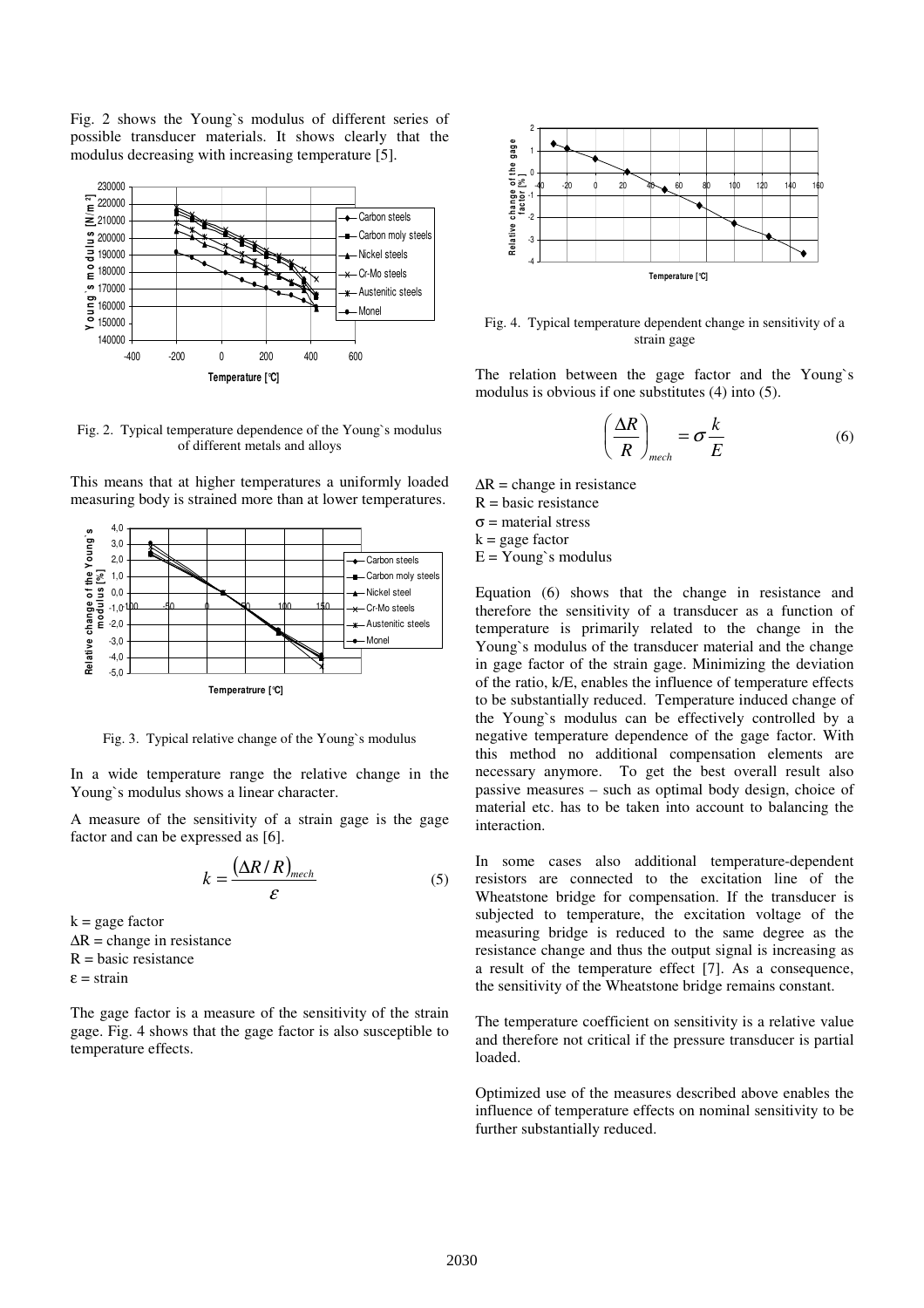Fig. 2 shows the Young`s modulus of different series of possible transducer materials. It shows clearly that the modulus decreasing with increasing temperature [5].

Fig. 2. Typical temperature dependence of the Young`s modulus of different metals and alloys

This means that at higher temperatures a uniformly loaded measuring body is strained more than at lower temperatures.

Fig. 3. Typical relative change of the Young`s modulus

In a wide temperature range the relative change in the Young`s modulus shows a linear character.

A measure of the sensitivity of a strain gage is the gage factor and can be expressed as [6].

$$k = \frac{(\Delta R / R)_{mech}}{\varepsilon} \qquad (5)$$

$k$ = gage factor  
$\Delta R$ = change in resistance  
$R$ = basic resistance  
$\varepsilon$ = strain

The gage factor is a measure of the sensitivity of the strain gage. Fig. 4 shows that the gage factor is also susceptible to temperature effects.

Fig. 4. Typical temperature dependent change in sensitivity of a strain gage

The relation between the gage factor and the Young`s modulus is obvious if one substitutes (4) into (5).

$$\left(\frac{\Delta R}{R}\right)_{mech} = \sigma \frac{k}{E} \qquad (6)$$

$\Delta R$ = change in resistance  
$R$ = basic resistance  
$\sigma$ = material stress  
$k$ = gage factor  
$E$ = Young`s modulus

Equation (6) shows that the change in resistance and therefore the sensitivity of a transducer as a function of temperature is primarily related to the change in the Young`s modulus of the transducer material and the change in gage factor of the strain gage. Minimizing the deviation of the ratio, k/E, enables the influence of temperature effects to be substantially reduced. Temperature induced change of the Young`s modulus can be effectively controlled by a negative temperature dependence of the gage factor. With this method no additional compensation elements are necessary anymore. To get the best overall result also passive measures – such as optimal body design, choice of material etc. has to be taken into account to balancing the interaction.

In some cases also additional temperature-dependent resistors are connected to the excitation line of the Wheatstone bridge for compensation. If the transducer is subjected to temperature, the excitation voltage of the measuring bridge is reduced to the same degree as the resistance change and thus the output signal is increasing as a result of the temperature effect [7]. As a consequence, the sensitivity of the Wheatstone bridge remains constant.

The temperature coefficient on sensitivity is a relative value and therefore not critical if the pressure transducer is partial loaded.

Optimized use of the measures described above enables the influence of temperature effects on nominal sensitivity to be further substantially reduced.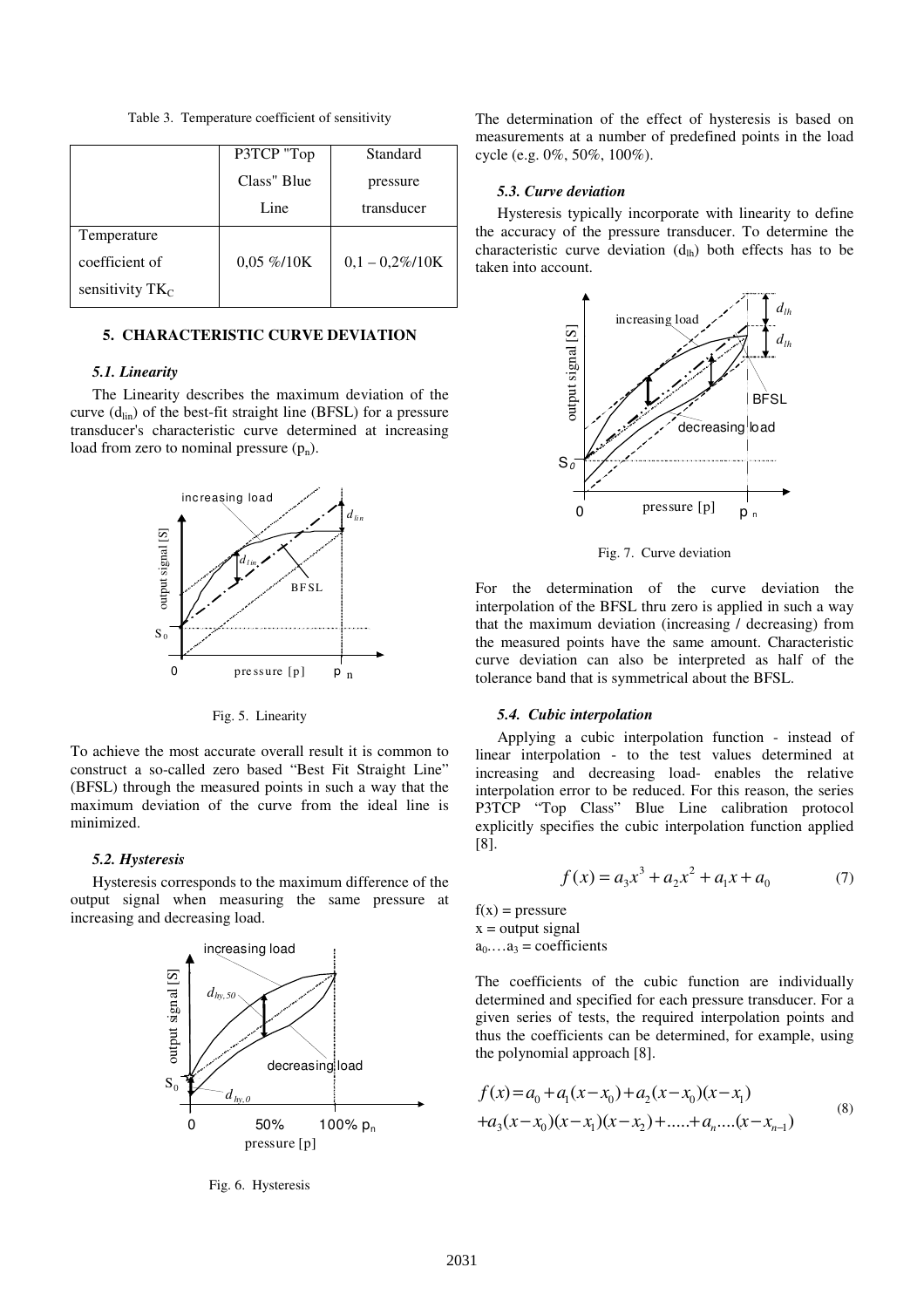Table 3. Temperature coefficient of sensitivity

| | P3TCP "Top Class" Blue Line | Standard pressure transducer |
|---|---|---|
| Temperature coefficient of sensitivity $TK_C$ | 0,05 %/10K | 0,1 – 0,2%/10K |

## 5. CHARACTERISTIC CURVE DEVIATION

### *5.1. Linearity*

The Linearity describes the maximum deviation of the curve ($d_{lin}$) of the best-fit straight line (BFSL) for a pressure transducer's characteristic curve determined at increasing load from zero to nominal pressure ($p_n$).

Fig. 5. Linearity

To achieve the most accurate overall result it is common to construct a so-called zero based "Best Fit Straight Line" (BFSL) through the measured points in such a way that the maximum deviation of the curve from the ideal line is minimized.

### *5.2. Hysteresis*

Hysteresis corresponds to the maximum difference of the output signal when measuring the same pressure at increasing and decreasing load.

Fig. 6. Hysteresis

The determination of the effect of hysteresis is based on measurements at a number of predefined points in the load cycle (e.g. 0%, 50%, 100%).

### *5.3. Curve deviation*

Hysteresis typically incorporate with linearity to define the accuracy of the pressure transducer. To determine the characteristic curve deviation ($d_{lh}$) both effects has to be taken into account.

Fig. 7. Curve deviation

For the determination of the curve deviation the interpolation of the BFSL thru zero is applied in such a way that the maximum deviation (increasing / decreasing) from the measured points have the same amount. Characteristic curve deviation can also be interpreted as half of the tolerance band that is symmetrical about the BFSL.

### *5.4. Cubic interpolation*

Applying a cubic interpolation function - instead of linear interpolation - to the test values determined at increasing and decreasing load- enables the relative interpolation error to be reduced. For this reason, the series P3TCP "Top Class" Blue Line calibration protocol explicitly specifies the cubic interpolation function applied [8].

$$f(x) = a_3x^3 + a_2x^2 + a_1x + a_0 \tag{7}$$

$f(x)$ = pressure
$x$ = output signal
$a_0 \ldots a_3$ = coefficients

The coefficients of the cubic function are individually determined and specified for each pressure transducer. For a given series of tests, the required interpolation points and thus the coefficients can be determined, for example, using the polynomial approach [8].

$$\begin{aligned} f(x) &= a_0 + a_1(x-x_0) + a_2(x-x_0)(x-x_1) \\ &+ a_3(x-x_0)(x-x_1)(x-x_2) + \ldots + a_n \ldots (x-x_{n-1}) \end{aligned} \tag{8}$$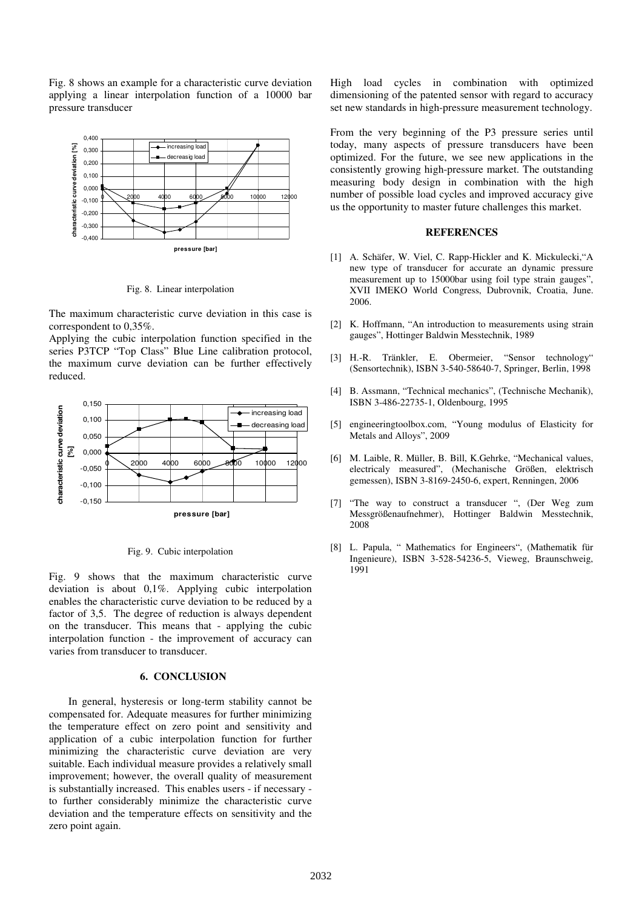Fig. 8 shows an example for a characteristic curve deviation applying a linear interpolation function of a 10000 bar pressure transducer

0,400
0,300
0,200
0,100
0,000
-0,100
-0,200
-0,300
-0,400

0 2000 4000 6000 8000 10000 12000

characteristic curve deviation [%]

pressure [bar]

increasing load
decreasig load

Fig. 8. Linear interpolation

The maximum characteristic curve deviation in this case is correspondent to 0,35%.

Applying the cubic interpolation function specified in the series P3TCP "Top Class" Blue Line calibration protocol, the maximum curve deviation can be further effectively reduced.

0,150
0,100
0,050
0,000
-0,050
-0,100
-0,150

0 2000 4000 6000 8000 10000 12000

characteristic curve deviation [%]

pressure [bar]

increasing load
decreasing load

Fig. 9. Cubic interpolation

Fig. 9 shows that the maximum characteristic curve deviation is about 0,1%. Applying cubic interpolation enables the characteristic curve deviation to be reduced by a factor of 3,5. The degree of reduction is always dependent on the transducer. This means that - applying the cubic interpolation function - the improvement of accuracy can varies from transducer to transducer.

## 6. CONCLUSION

In general, hysteresis or long-term stability cannot be compensated for. Adequate measures for further minimizing the temperature effect on zero point and sensitivity and application of a cubic interpolation function for further minimizing the characteristic curve deviation are very suitable. Each individual measure provides a relatively small improvement; however, the overall quality of measurement is substantially increased. This enables users - if necessary - to further considerably minimize the characteristic curve deviation and the temperature effects on sensitivity and the zero point again.

High load cycles in combination with optimized dimensioning of the patented sensor with regard to accuracy set new standards in high-pressure measurement technology.

From the very beginning of the P3 pressure series until today, many aspects of pressure transducers have been optimized. For the future, we see new applications in the consistently growing high-pressure market. The outstanding measuring body design in combination with the high number of possible load cycles and improved accuracy give us the opportunity to master future challenges this market.

## REFERENCES

[1] A. Schäfer, W. Viel, C. Rapp-Hickler and K. Mickulecki,"A new type of transducer for accurate an dynamic pressure measurement up to 15000bar using foil type strain gauges", XVII IMEKO World Congress, Dubrovnik, Croatia, June. 2006.

[2] K. Hoffmann, "An introduction to measurements using strain gauges", Hottinger Baldwin Messtechnik, 1989

[3] H.-R. Tränkler, E. Obermeier, "Sensor technology" (Sensortechnik), ISBN 3-540-58640-7, Springer, Berlin, 1998

[4] B. Assmann, "Technical mechanics", (Technische Mechanik), ISBN 3-486-22735-1, Oldenbourg, 1995

[5] engineeringtoolbox.com, "Young modulus of Elasticity for Metals and Alloys", 2009

[6] M. Laible, R. Müller, B. Bill, K.Gehrke, "Mechanical values, electricaly measured", (Mechanische Größen, elektrisch gemessen), ISBN 3-8169-2450-6, expert, Renningen, 2006

[7] "The way to construct a transducer ", (Der Weg zum Messgrößenaufnehmer), Hottinger Baldwin Messtechnik, 2008

[8] L. Papula, " Mathematics for Engineers", (Mathematik für Ingenieure), ISBN 3-528-54236-5, Vieweg, Braunschweig, 1991